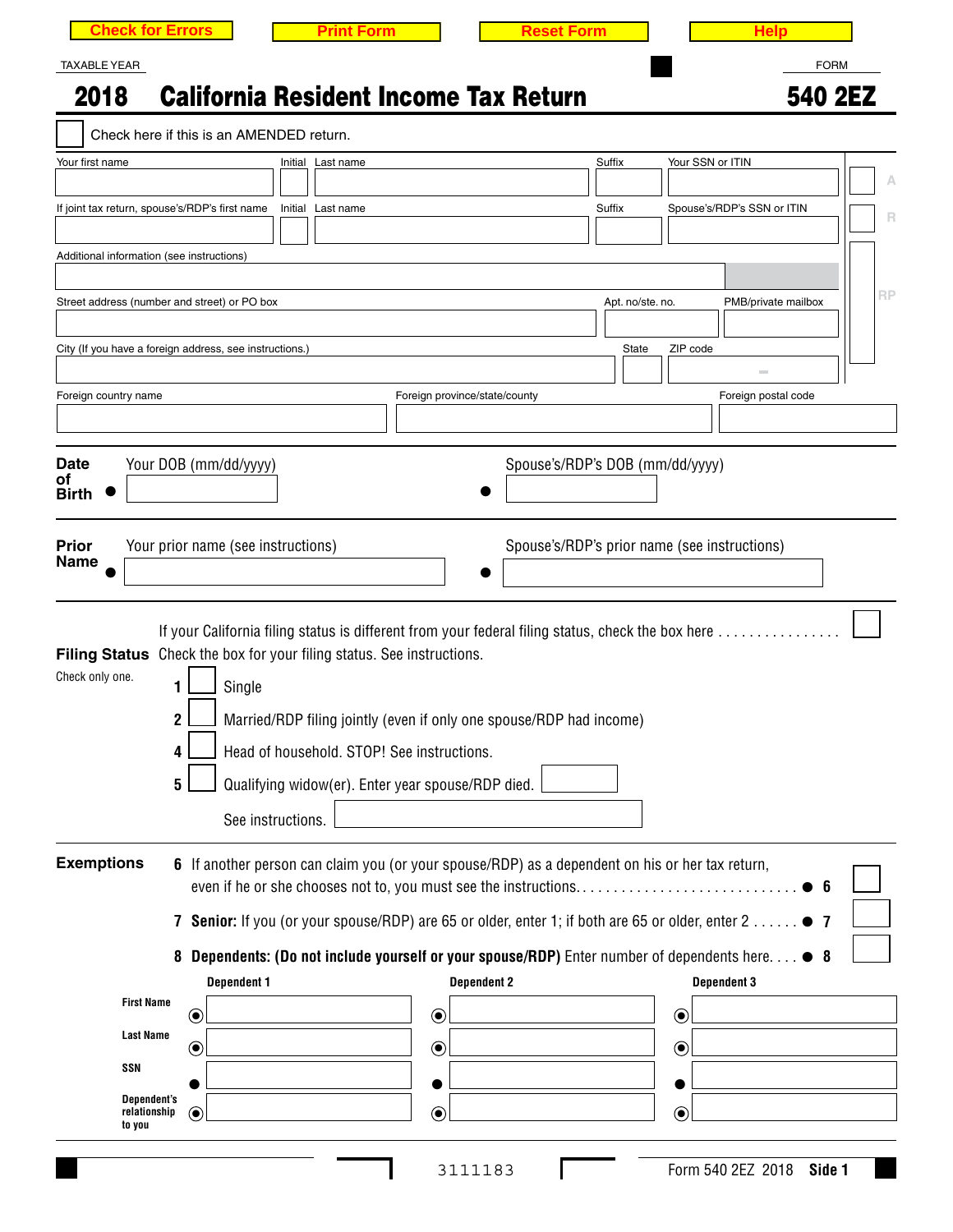Check for Errors | Print Form | Reset Form | Help

TAXABLE YEAR

# 2018 California Resident Income Tax Return

FORM **540 2EZ**

☐ Check here if this is an AMENDED return.

| Your first name | Initial | Last name | Suffix | Your SSN or ITIN |
|---|---|---|---|---|
| | | | | |
| **If joint tax return, spouse's/RDP's first name** | **Initial** | **Last name** | **Suffix** | **Spouse's/RDP's SSN or ITIN** |
| | | | | |

A

R

RP

Additional information (see instructions)

| Street address (number and street) or PO box | Apt. no/ste. no. | PMB/private mailbox |
|---|---|---|
| | | |

| City (If you have a foreign address, see instructions.) | State | ZIP code |
|---|---|---|
| | | |

| Foreign country name | Foreign province/state/county | Foreign postal code |
|---|---|---|
| | | |

**Date of Birth** ● Your DOB (mm/dd/yyyy) ● Spouse's/RDP's DOB (mm/dd/yyyy)

**Prior Name** ● Your prior name (see instructions) ● Spouse's/RDP's prior name (see instructions)

**Filing Status**

If your California filing status is different from your federal filing status, check the box here . . . . . . . . . . . . . . . . ☐

Check the box for your filing status. See instructions.

Check only one.

1 ☐ Single

2 ☐ Married/RDP filing jointly (even if only one spouse/RDP had income)

4 ☐ Head of household. STOP! See instructions.

5 ☐ Qualifying widow(er). Enter year spouse/RDP died. ______

See instructions. ______

**Exemptions**

6 If another person can claim you (or your spouse/RDP) as a dependent on his or her tax return, even if he or she chooses not to, you must see the instructions. . . . . . . . . . . . . . . . . . . . . . . . . . . . . ● 6 ☐

7 **Senior:** If you (or your spouse/RDP) are 65 or older, enter 1; if both are 65 or older, enter 2 . . . . . . ● 7 ____

8 **Dependents: (Do not include yourself or your spouse/RDP)** Enter number of dependents here. . . . ● 8 ____

| | Dependent 1 | Dependent 2 | Dependent 3 |
|---|---|---|---|
| First Name | | | |
| Last Name | | | |
| SSN | | | |
| Dependent's relationship to you | | | |

3111183

Form 540 2EZ 2018 **Side 1**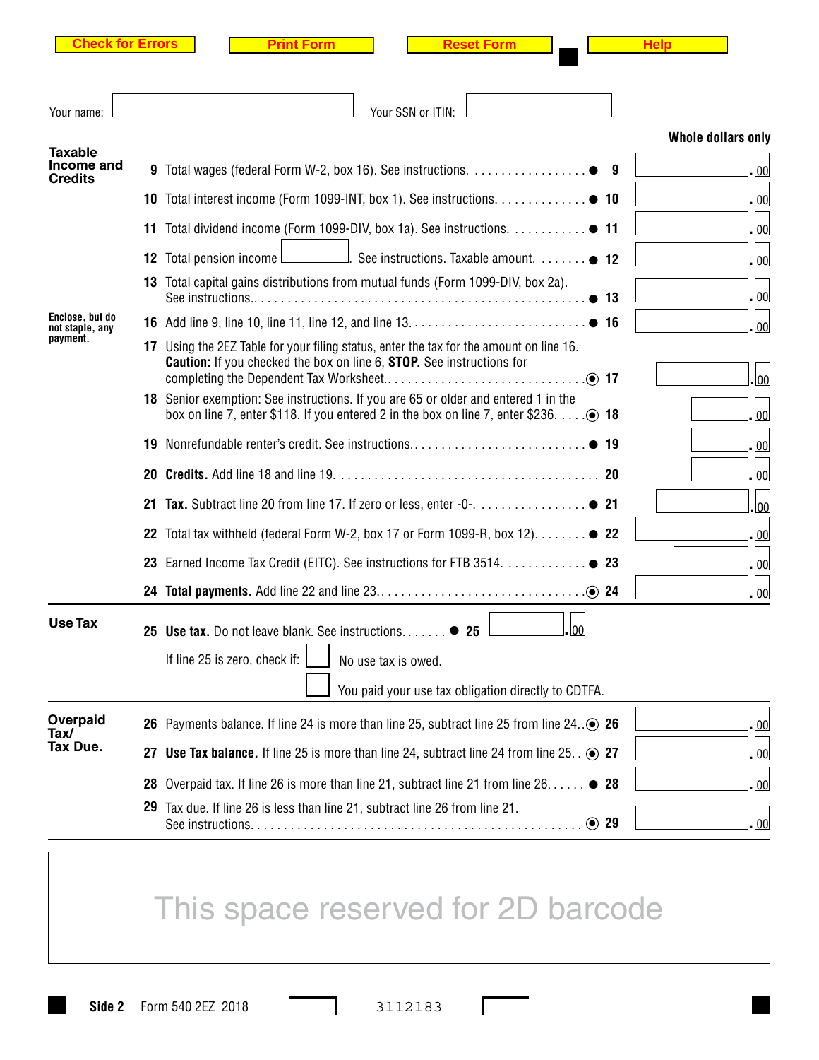Check for Errors | Print Form | Reset Form | Help

Your name: ______________________ Your SSN or ITIN: ______________________

**Whole dollars only**

## Taxable Income and Credits

| Line | Description | | Amount |
|---|---|---|---|
| 9 | Total wages (federal Form W-2, box 16). See instructions. | ● 9 | .00 |
| 10 | Total interest income (Form 1099-INT, box 1). See instructions. | ● 10 | .00 |
| 11 | Total dividend income (Form 1099-DIV, box 1a). See instructions. | ● 11 | .00 |
| 12 | Total pension income ________ . See instructions. Taxable amount. | ● 12 | .00 |
| 13 | Total capital gains distributions from mutual funds (Form 1099-DIV, box 2a). See instructions. | ● 13 | .00 |
| 16 | Add line 9, line 10, line 11, line 12, and line 13. | ● 16 | .00 |
| 17 | Using the 2EZ Table for your filing status, enter the tax for the amount on line 16. **Caution:** If you checked the box on line 6, **STOP.** See instructions for completing the Dependent Tax Worksheet. | ◉ 17 | .00 |
| 18 | Senior exemption: See instructions. If you are 65 or older and entered 1 in the box on line 7, enter $118. If you entered 2 in the box on line 7, enter $236. | ◉ 18 | .00 |
| 19 | Nonrefundable renter's credit. See instructions. | ● 19 | .00 |
| 20 | **Credits.** Add line 18 and line 19. | 20 | .00 |
| 21 | **Tax.** Subtract line 20 from line 17. If zero or less, enter -0-. | ● 21 | .00 |
| 22 | Total tax withheld (federal Form W-2, box 17 or Form 1099-R, box 12). | ● 22 | .00 |
| 23 | Earned Income Tax Credit (EITC). See instructions for FTB 3514. | ● 23 | .00 |
| 24 | **Total payments.** Add line 22 and line 23. | ◉ 24 | .00 |

Enclose, but do not staple, any payment.

## Use Tax

**25 Use tax.** Do not leave blank. See instructions. ● 25 ________ .00

If line 25 is zero, check if: ☐ No use tax is owed.

☐ You paid your use tax obligation directly to CDTFA.

## Overpaid Tax/ Tax Due.

| Line | Description | | Amount |
|---|---|---|---|
| 26 | Payments balance. If line 24 is more than line 25, subtract line 25 from line 24. | ◉ 26 | .00 |
| 27 | **Use Tax balance.** If line 25 is more than line 24, subtract line 24 from line 25. | ◉ 27 | .00 |
| 28 | Overpaid tax. If line 26 is more than line 21, subtract line 21 from line 26. | ● 28 | .00 |
| 29 | Tax due. If line 26 is less than line 21, subtract line 26 from line 21. See instructions. | ◉ 29 | .00 |

This space reserved for 2D barcode

**Side 2** Form 540 2EZ 2018 3112183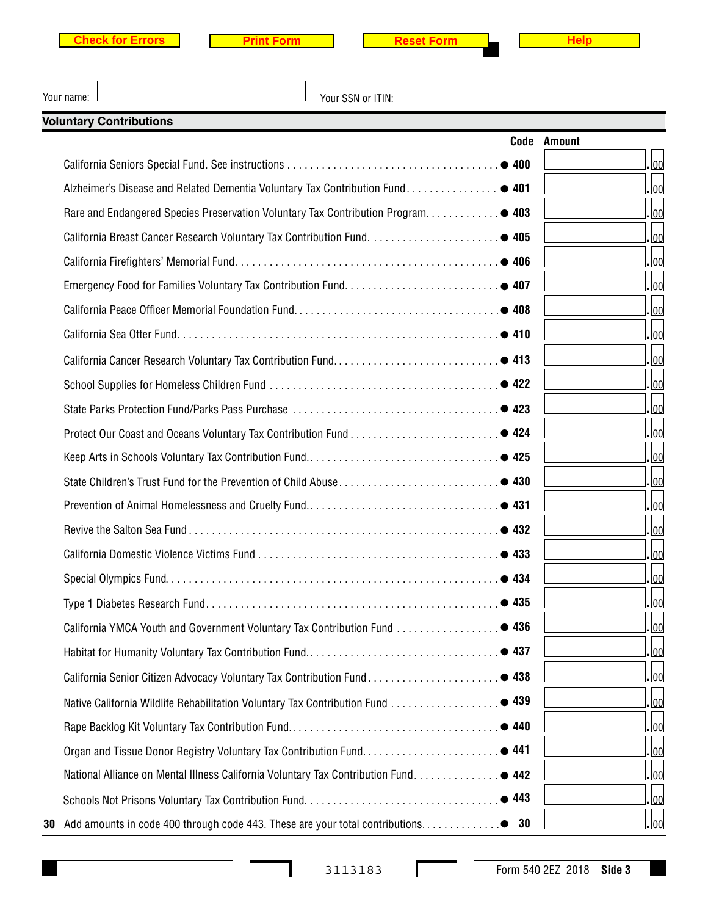Check for Errors | Print Form | Reset Form | Help

Your name: ______________________ Your SSN or ITIN: ______________________

## Voluntary Contributions

| | Code | Amount |
|---|---|---|
| California Seniors Special Fund. See instructions | ● 400 | .00 |
| Alzheimer's Disease and Related Dementia Voluntary Tax Contribution Fund | ● 401 | .00 |
| Rare and Endangered Species Preservation Voluntary Tax Contribution Program | ● 403 | .00 |
| California Breast Cancer Research Voluntary Tax Contribution Fund | ● 405 | .00 |
| California Firefighters' Memorial Fund | ● 406 | .00 |
| Emergency Food for Families Voluntary Tax Contribution Fund | ● 407 | .00 |
| California Peace Officer Memorial Foundation Fund | ● 408 | .00 |
| California Sea Otter Fund | ● 410 | .00 |
| California Cancer Research Voluntary Tax Contribution Fund | ● 413 | .00 |
| School Supplies for Homeless Children Fund | ● 422 | .00 |
| State Parks Protection Fund/Parks Pass Purchase | ● 423 | .00 |
| Protect Our Coast and Oceans Voluntary Tax Contribution Fund | ● 424 | .00 |
| Keep Arts in Schools Voluntary Tax Contribution Fund | ● 425 | .00 |
| State Children's Trust Fund for the Prevention of Child Abuse | ● 430 | .00 |
| Prevention of Animal Homelessness and Cruelty Fund | ● 431 | .00 |
| Revive the Salton Sea Fund | ● 432 | .00 |
| California Domestic Violence Victims Fund | ● 433 | .00 |
| Special Olympics Fund | ● 434 | .00 |
| Type 1 Diabetes Research Fund | ● 435 | .00 |
| California YMCA Youth and Government Voluntary Tax Contribution Fund | ● 436 | .00 |
| Habitat for Humanity Voluntary Tax Contribution Fund | ● 437 | .00 |
| California Senior Citizen Advocacy Voluntary Tax Contribution Fund | ● 438 | .00 |
| Native California Wildlife Rehabilitation Voluntary Tax Contribution Fund | ● 439 | .00 |
| Rape Backlog Kit Voluntary Tax Contribution Fund | ● 440 | .00 |
| Organ and Tissue Donor Registry Voluntary Tax Contribution Fund | ● 441 | .00 |
| National Alliance on Mental Illness California Voluntary Tax Contribution Fund | ● 442 | .00 |
| Schools Not Prisons Voluntary Tax Contribution Fund | ● 443 | .00 |
| **30** Add amounts in code 400 through code 443. These are your total contributions | ● 30 | .00 |

3113183

Form 540 2EZ 2018 **Side 3**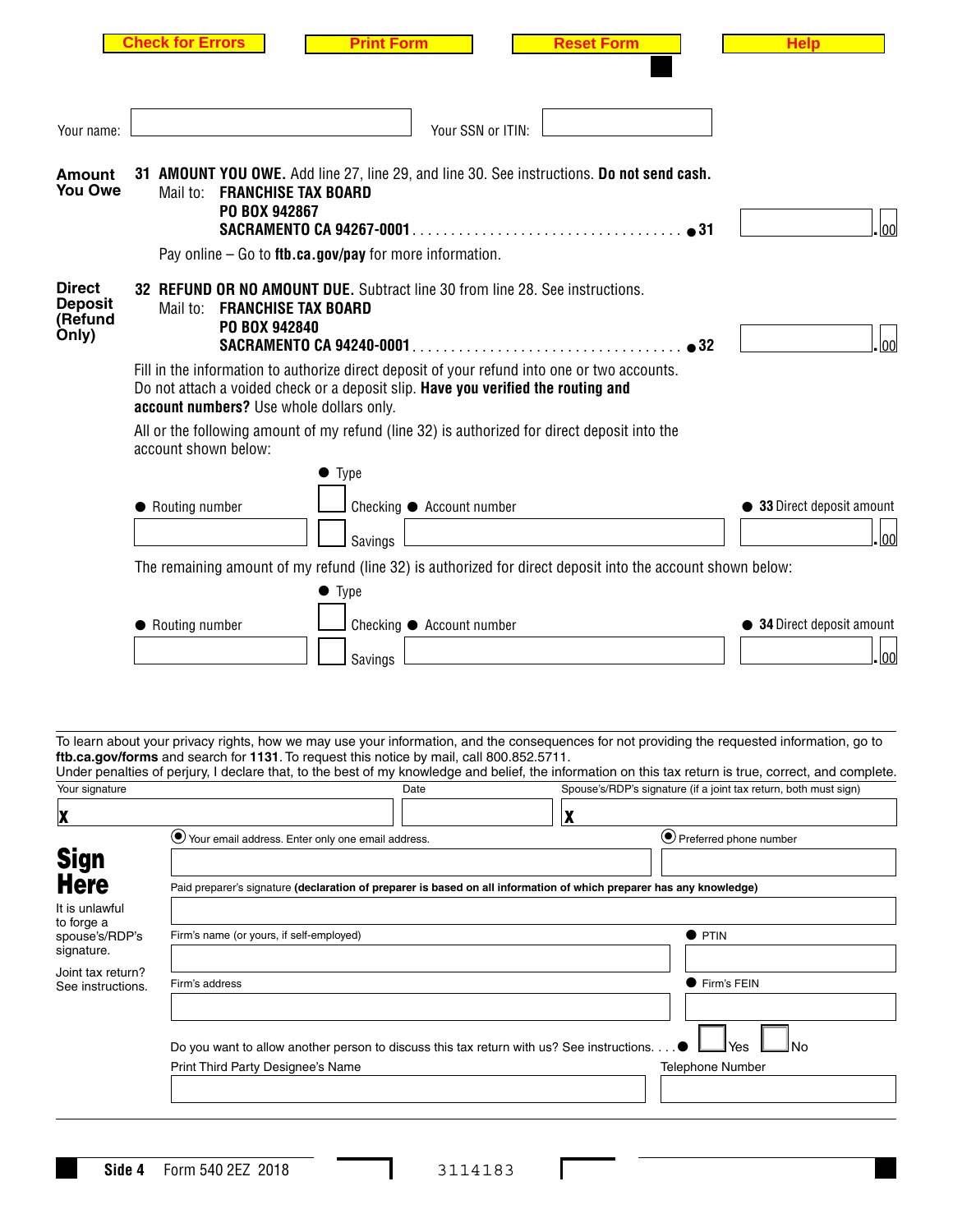Check for Errors | Print Form | Reset Form | Help

Your name: _______________ Your SSN or ITIN: _______________

**Amount You Owe**

**31 AMOUNT YOU OWE.** Add line 27, line 29, and line 30. See instructions. **Do not send cash.**
Mail to: **FRANCHISE TAX BOARD**
**PO BOX 942867**
**SACRAMENTO CA 94267-0001** . . . . . . . . . . . . . . . . . . . . . . . . . . . . . . . . . ● **31** _______ .00

Pay online – Go to **ftb.ca.gov/pay** for more information.

**Direct Deposit (Refund Only)**

**32 REFUND OR NO AMOUNT DUE.** Subtract line 30 from line 28. See instructions.
Mail to: **FRANCHISE TAX BOARD**
**PO BOX 942840**
**SACRAMENTO CA 94240-0001** . . . . . . . . . . . . . . . . . . . . . . . . . . . . . . . . . ● **32** _______ .00

Fill in the information to authorize direct deposit of your refund into one or two accounts. Do not attach a voided check or a deposit slip. **Have you verified the routing and account numbers?** Use whole dollars only.

All or the following amount of my refund (line 32) is authorized for direct deposit into the account shown below:

● Routing number _______ ● Type ☐ Checking ☐ Savings ● Account number _______ ● **33** Direct deposit amount _______ .00

The remaining amount of my refund (line 32) is authorized for direct deposit into the account shown below:

● Routing number _______ ● Type ☐ Checking ☐ Savings ● Account number _______ ● **34** Direct deposit amount _______ .00

To learn about your privacy rights, how we may use your information, and the consequences for not providing the requested information, go to **ftb.ca.gov/forms** and search for **1131**. To request this notice by mail, call 800.852.5711.

Under penalties of perjury, I declare that, to the best of my knowledge and belief, the information on this tax return is true, correct, and complete.

**Sign Here**

It is unlawful to forge a spouse's/RDP's signature.

Joint tax return? See instructions.

Your signature **X** _______ Date _______ Spouse's/RDP's signature (if a joint tax return, both must sign) **X** _______

◉ Your email address. Enter only one email address. _______ ◉ Preferred phone number _______

Paid preparer's signature **(declaration of preparer is based on all information of which preparer has any knowledge)** _______

Firm's name (or yours, if self-employed) _______ ● PTIN _______

Firm's address _______ ● Firm's FEIN _______

Do you want to allow another person to discuss this tax return with us? See instructions. . . . ● ☐ Yes ☐ No

Print Third Party Designee's Name _______ Telephone Number _______

**Side 4** Form 540 2EZ 2018 3114183